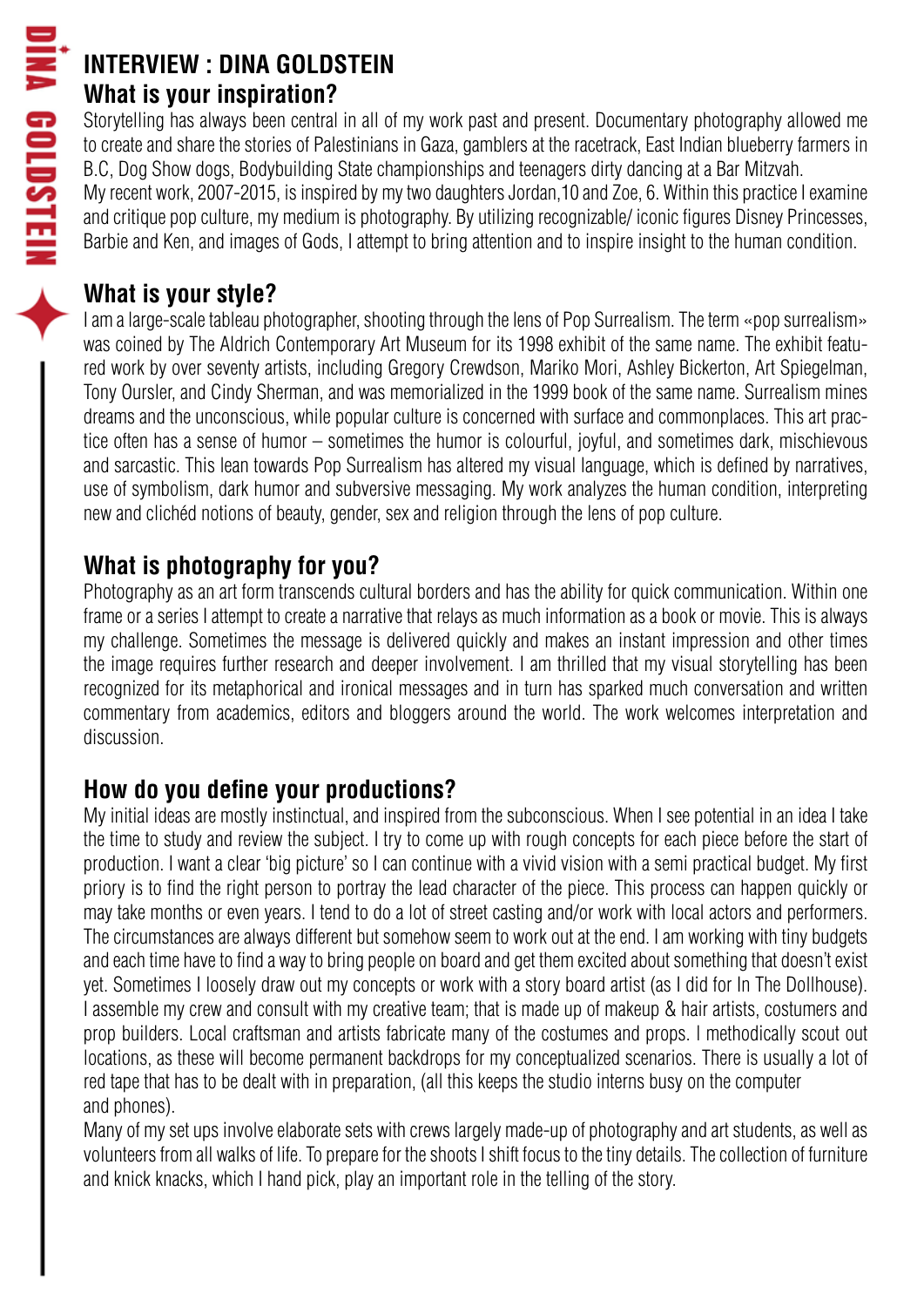# INTERVIEW : DINA GOLDSTEIN

## What is your inspiration?

Storytelling has always been central in all of my work past and present. Documentary photography allowed me to create and share the stories of Palestinians in Gaza, gamblers at the racetrack, East Indian blueberry farmers in B.C, Dog Show dogs, Bodybuilding State championships and teenagers dirty dancing at a Bar Mitzvah.
My recent work, 2007-2015, is inspired by my two daughters Jordan,10 and Zoe, 6. Within this practice I examine and critique pop culture, my medium is photography. By utilizing recognizable/ iconic figures Disney Princesses, Barbie and Ken, and images of Gods, I attempt to bring attention and to inspire insight to the human condition.

## What is your style?

I am a large-scale tableau photographer, shooting through the lens of Pop Surrealism. The term «pop surrealism» was coined by The Aldrich Contemporary Art Museum for its 1998 exhibit of the same name. The exhibit featured work by over seventy artists, including Gregory Crewdson, Mariko Mori, Ashley Bickerton, Art Spiegelman, Tony Oursler, and Cindy Sherman, and was memorialized in the 1999 book of the same name. Surrealism mines dreams and the unconscious, while popular culture is concerned with surface and commonplaces. This art practice often has a sense of humor – sometimes the humor is colourful, joyful, and sometimes dark, mischievous and sarcastic. This lean towards Pop Surrealism has altered my visual language, which is defined by narratives, use of symbolism, dark humor and subversive messaging. My work analyzes the human condition, interpreting new and clichéd notions of beauty, gender, sex and religion through the lens of pop culture.

## What is photography for you?

Photography as an art form transcends cultural borders and has the ability for quick communication. Within one frame or a series I attempt to create a narrative that relays as much information as a book or movie. This is always my challenge. Sometimes the message is delivered quickly and makes an instant impression and other times the image requires further research and deeper involvement. I am thrilled that my visual storytelling has been recognized for its metaphorical and ironical messages and in turn has sparked much conversation and written commentary from academics, editors and bloggers around the world. The work welcomes interpretation and discussion.

## How do you define your productions?

My initial ideas are mostly instinctual, and inspired from the subconscious. When I see potential in an idea I take the time to study and review the subject. I try to come up with rough concepts for each piece before the start of production. I want a clear 'big picture' so I can continue with a vivid vision with a semi practical budget. My first priory is to find the right person to portray the lead character of the piece. This process can happen quickly or may take months or even years. I tend to do a lot of street casting and/or work with local actors and performers. The circumstances are always different but somehow seem to work out at the end. I am working with tiny budgets and each time have to find a way to bring people on board and get them excited about something that doesn't exist yet. Sometimes I loosely draw out my concepts or work with a story board artist (as I did for In The Dollhouse). I assemble my crew and consult with my creative team; that is made up of makeup & hair artists, costumers and prop builders. Local craftsman and artists fabricate many of the costumes and props. I methodically scout out locations, as these will become permanent backdrops for my conceptualized scenarios. There is usually a lot of red tape that has to be dealt with in preparation, (all this keeps the studio interns busy on the computer and phones).
Many of my set ups involve elaborate sets with crews largely made-up of photography and art students, as well as volunteers from all walks of life. To prepare for the shoots I shift focus to the tiny details. The collection of furniture and knick knacks, which I hand pick, play an important role in the telling of the story.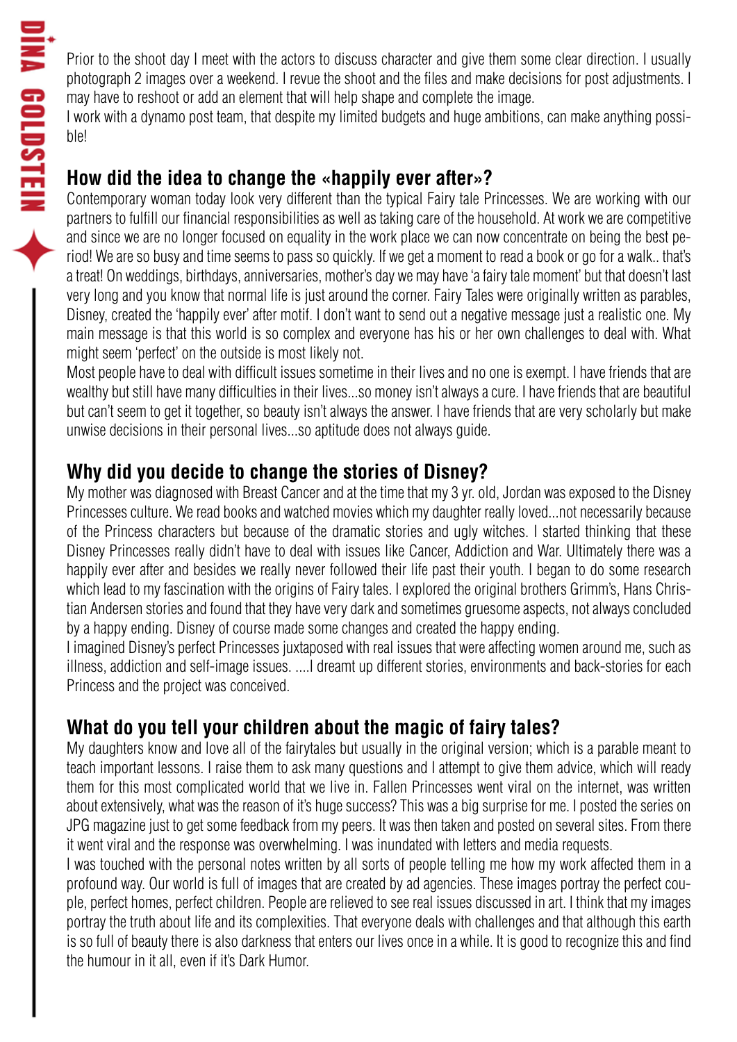Prior to the shoot day I meet with the actors to discuss character and give them some clear direction. I usually photograph 2 images over a weekend. I revue the shoot and the files and make decisions for post adjustments. I may have to reshoot or add an element that will help shape and complete the image.
I work with a dynamo post team, that despite my limited budgets and huge ambitions, can make anything possible!

## How did the idea to change the «happily ever after»?

Contemporary woman today look very different than the typical Fairy tale Princesses. We are working with our partners to fulfill our financial responsibilities as well as taking care of the household. At work we are competitive and since we are no longer focused on equality in the work place we can now concentrate on being the best period! We are so busy and time seems to pass so quickly. If we get a moment to read a book or go for a walk.. that's a treat! On weddings, birthdays, anniversaries, mother's day we may have 'a fairy tale moment' but that doesn't last very long and you know that normal life is just around the corner. Fairy Tales were originally written as parables, Disney, created the 'happily ever' after motif. I don't want to send out a negative message just a realistic one. My main message is that this world is so complex and everyone has his or her own challenges to deal with. What might seem 'perfect' on the outside is most likely not.
Most people have to deal with difficult issues sometime in their lives and no one is exempt. I have friends that are wealthy but still have many difficulties in their lives...so money isn't always a cure. I have friends that are beautiful but can't seem to get it together, so beauty isn't always the answer. I have friends that are very scholarly but make unwise decisions in their personal lives...so aptitude does not always guide.

## Why did you decide to change the stories of Disney?

My mother was diagnosed with Breast Cancer and at the time that my 3 yr. old, Jordan was exposed to the Disney Princesses culture. We read books and watched movies which my daughter really loved...not necessarily because of the Princess characters but because of the dramatic stories and ugly witches. I started thinking that these Disney Princesses really didn't have to deal with issues like Cancer, Addiction and War. Ultimately there was a happily ever after and besides we really never followed their life past their youth. I began to do some research which lead to my fascination with the origins of Fairy tales. I explored the original brothers Grimm's, Hans Christian Andersen stories and found that they have very dark and sometimes gruesome aspects, not always concluded by a happy ending. Disney of course made some changes and created the happy ending.
I imagined Disney's perfect Princesses juxtaposed with real issues that were affecting women around me, such as illness, addiction and self-image issues. ....I dreamt up different stories, environments and back-stories for each Princess and the project was conceived.

## What do you tell your children about the magic of fairy tales?

My daughters know and love all of the fairytales but usually in the original version; which is a parable meant to teach important lessons. I raise them to ask many questions and I attempt to give them advice, which will ready them for this most complicated world that we live in. Fallen Princesses went viral on the internet, was written about extensively, what was the reason of it's huge success? This was a big surprise for me. I posted the series on JPG magazine just to get some feedback from my peers. It was then taken and posted on several sites. From there it went viral and the response was overwhelming. I was inundated with letters and media requests.
I was touched with the personal notes written by all sorts of people telling me how my work affected them in a profound way. Our world is full of images that are created by ad agencies. These images portray the perfect couple, perfect homes, perfect children. People are relieved to see real issues discussed in art. I think that my images portray the truth about life and its complexities. That everyone deals with challenges and that although this earth is so full of beauty there is also darkness that enters our lives once in a while. It is good to recognize this and find the humour in it all, even if it's Dark Humor.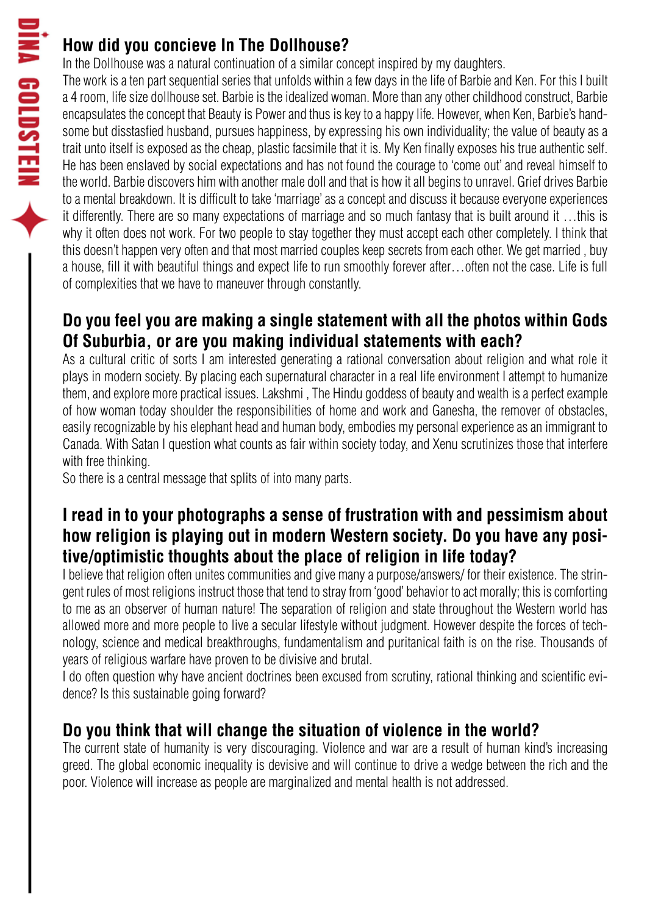## How did you concieve In The Dollhouse?

In the Dollhouse was a natural continuation of a similar concept inspired by my daughters.
The work is a ten part sequential series that unfolds within a few days in the life of Barbie and Ken. For this I built a 4 room, life size dollhouse set. Barbie is the idealized woman. More than any other childhood construct, Barbie encapsulates the concept that Beauty is Power and thus is key to a happy life. However, when Ken, Barbie's handsome but disstasfied husband, pursues happiness, by expressing his own individuality; the value of beauty as a trait unto itself is exposed as the cheap, plastic facsimile that it is. My Ken finally exposes his true authentic self. He has been enslaved by social expectations and has not found the courage to 'come out' and reveal himself to the world. Barbie discovers him with another male doll and that is how it all begins to unravel. Grief drives Barbie to a mental breakdown. It is difficult to take 'marriage' as a concept and discuss it because everyone experiences it differently. There are so many expectations of marriage and so much fantasy that is built around it …this is why it often does not work. For two people to stay together they must accept each other completely. I think that this doesn't happen very often and that most married couples keep secrets from each other. We get married , buy a house, fill it with beautiful things and expect life to run smoothly forever after…often not the case. Life is full of complexities that we have to maneuver through constantly.

## Do you feel you are making a single statement with all the photos within Gods Of Suburbia, or are you making individual statements with each?

As a cultural critic of sorts I am interested generating a rational conversation about religion and what role it plays in modern society. By placing each supernatural character in a real life environment I attempt to humanize them, and explore more practical issues. Lakshmi , The Hindu goddess of beauty and wealth is a perfect example of how woman today shoulder the responsibilities of home and work and Ganesha, the remover of obstacles, easily recognizable by his elephant head and human body, embodies my personal experience as an immigrant to Canada. With Satan I question what counts as fair within society today, and Xenu scrutinizes those that interfere with free thinking.
So there is a central message that splits of into many parts.

## I read in to your photographs a sense of frustration with and pessimism about how religion is playing out in modern Western society. Do you have any positive/optimistic thoughts about the place of religion in life today?

I believe that religion often unites communities and give many a purpose/answers/ for their existence. The stringent rules of most religions instruct those that tend to stray from 'good' behavior to act morally; this is comforting to me as an observer of human nature! The separation of religion and state throughout the Western world has allowed more and more people to live a secular lifestyle without judgment. However despite the forces of technology, science and medical breakthroughs, fundamentalism and puritanical faith is on the rise. Thousands of years of religious warfare have proven to be divisive and brutal.
I do often question why have ancient doctrines been excused from scrutiny, rational thinking and scientific evidence? Is this sustainable going forward?

## Do you think that will change the situation of violence in the world?

The current state of humanity is very discouraging. Violence and war are a result of human kind's increasing greed. The global economic inequality is devisive and will continue to drive a wedge between the rich and the poor. Violence will increase as people are marginalized and mental health is not addressed.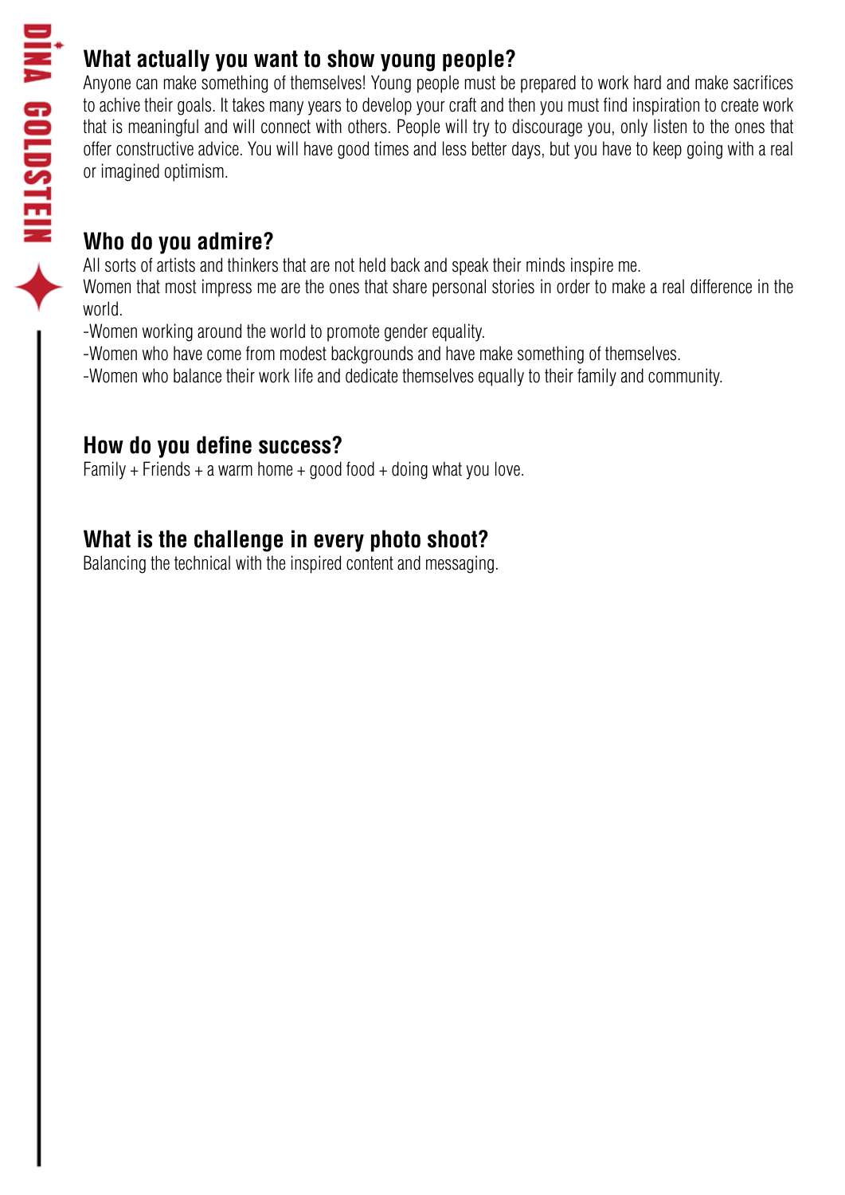## What actually you want to show young people?

Anyone can make something of themselves! Young people must be prepared to work hard and make sacrifices to achive their goals. It takes many years to develop your craft and then you must find inspiration to create work that is meaningful and will connect with others. People will try to discourage you, only listen to the ones that offer constructive advice. You will have good times and less better days, but you have to keep going with a real or imagined optimism.

## Who do you admire?

All sorts of artists and thinkers that are not held back and speak their minds inspire me.
Women that most impress me are the ones that share personal stories in order to make a real difference in the world.

-Women working around the world to promote gender equality.
-Women who have come from modest backgrounds and have make something of themselves.
-Women who balance their work life and dedicate themselves equally to their family and community.

## How do you define success?

Family + Friends + a warm home + good food + doing what you love.

## What is the challenge in every photo shoot?

Balancing the technical with the inspired content and messaging.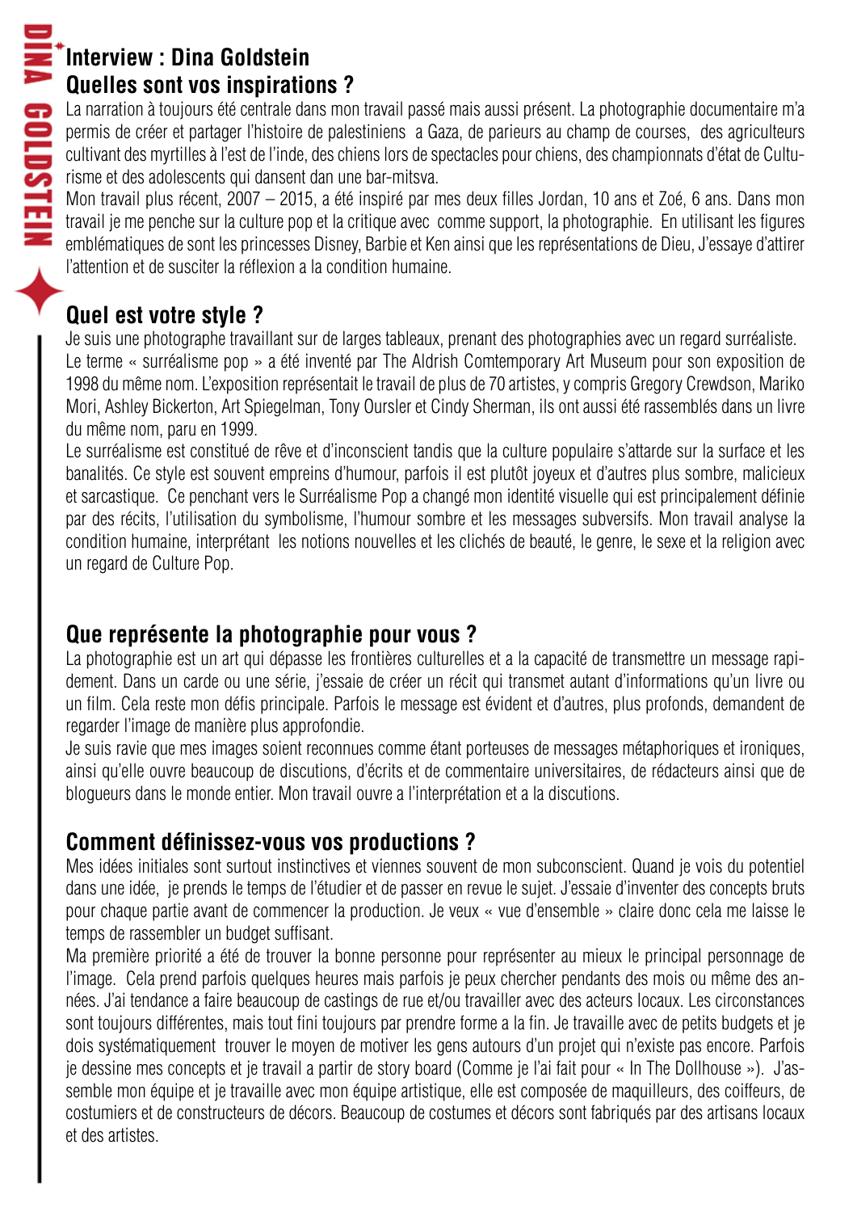# Interview : Dina Goldstein

## Quelles sont vos inspirations ?

La narration à toujours été centrale dans mon travail passé mais aussi présent. La photographie documentaire m'a permis de créer et partager l'histoire de palestiniens a Gaza, de parieurs au champ de courses, des agriculteurs cultivant des myrtilles à l'est de l'inde, des chiens lors de spectacles pour chiens, des championnats d'état de Culturisme et des adolescents qui dansent dan une bar-mitsva.

Mon travail plus récent, 2007 – 2015, a été inspiré par mes deux filles Jordan, 10 ans et Zoé, 6 ans. Dans mon travail je me penche sur la culture pop et la critique avec comme support, la photographie. En utilisant les figures emblématiques de sont les princesses Disney, Barbie et Ken ainsi que les représentations de Dieu, J'essaye d'attirer l'attention et de susciter la réflexion a la condition humaine.

## Quel est votre style ?

Je suis une photographe travaillant sur de larges tableaux, prenant des photographies avec un regard surréaliste. Le terme « surréalisme pop » a été inventé par The Aldrish Comtemporary Art Museum pour son exposition de 1998 du même nom. L'exposition représentait le travail de plus de 70 artistes, y compris Gregory Crewdson, Mariko Mori, Ashley Bickerton, Art Spiegelman, Tony Oursler et Cindy Sherman, ils ont aussi été rassemblés dans un livre du même nom, paru en 1999.

Le surréalisme est constitué de rêve et d'inconscient tandis que la culture populaire s'attarde sur la surface et les banalités. Ce style est souvent empreins d'humour, parfois il est plutôt joyeux et d'autres plus sombre, malicieux et sarcastique. Ce penchant vers le Surréalisme Pop a changé mon identité visuelle qui est principalement définie par des récits, l'utilisation du symbolisme, l'humour sombre et les messages subversifs. Mon travail analyse la condition humaine, interprétant les notions nouvelles et les clichés de beauté, le genre, le sexe et la religion avec un regard de Culture Pop.

## Que représente la photographie pour vous ?

La photographie est un art qui dépasse les frontières culturelles et a la capacité de transmettre un message rapidement. Dans un carde ou une série, j'essaie de créer un récit qui transmet autant d'informations qu'un livre ou un film. Cela reste mon défis principale. Parfois le message est évident et d'autres, plus profonds, demandent de regarder l'image de manière plus approfondie.

Je suis ravie que mes images soient reconnues comme étant porteuses de messages métaphoriques et ironiques, ainsi qu'elle ouvre beaucoup de discutions, d'écrits et de commentaire universitaires, de rédacteurs ainsi que de blogueurs dans le monde entier. Mon travail ouvre a l'interprétation et a la discutions.

## Comment définissez-vous vos productions ?

Mes idées initiales sont surtout instinctives et viennes souvent de mon subconscient. Quand je vois du potentiel dans une idée, je prends le temps de l'étudier et de passer en revue le sujet. J'essaie d'inventer des concepts bruts pour chaque partie avant de commencer la production. Je veux « vue d'ensemble » claire donc cela me laisse le temps de rassembler un budget suffisant.

Ma première priorité a été de trouver la bonne personne pour représenter au mieux le principal personnage de l'image. Cela prend parfois quelques heures mais parfois je peux chercher pendants des mois ou même des années. J'ai tendance a faire beaucoup de castings de rue et/ou travailler avec des acteurs locaux. Les circonstances sont toujours différentes, mais tout fini toujours par prendre forme a la fin. Je travaille avec de petits budgets et je dois systématiquement trouver le moyen de motiver les gens autours d'un projet qui n'existe pas encore. Parfois je dessine mes concepts et je travail a partir de story board (Comme je l'ai fait pour « In The Dollhouse »). J'assemble mon équipe et je travaille avec mon équipe artistique, elle est composée de maquilleurs, des coiffeurs, de costumiers et de constructeurs de décors. Beaucoup de costumes et décors sont fabriqués par des artisans locaux et des artistes.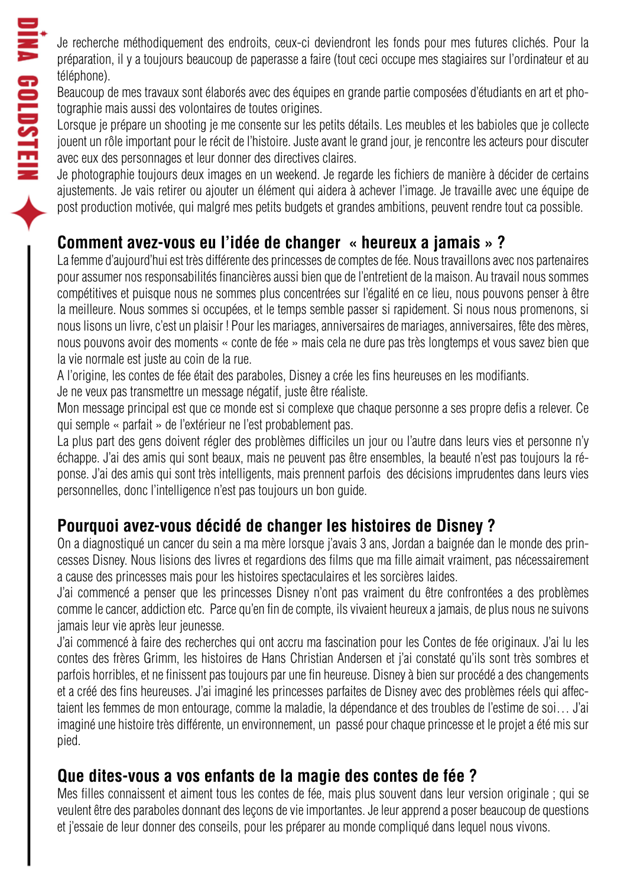Je recherche méthodiquement des endroits, ceux-ci deviendront les fonds pour mes futures clichés. Pour la préparation, il y a toujours beaucoup de paperasse a faire (tout ceci occupe mes stagiaires sur l'ordinateur et au téléphone).

Beaucoup de mes travaux sont élaborés avec des équipes en grande partie composées d'étudiants en art et photographie mais aussi des volontaires de toutes origines.

Lorsque je prépare un shooting je me consente sur les petits détails. Les meubles et les babioles que je collecte jouent un rôle important pour le récit de l'histoire. Juste avant le grand jour, je rencontre les acteurs pour discuter avec eux des personnages et leur donner des directives claires.

Je photographie toujours deux images en un weekend. Je regarde les fichiers de manière à décider de certains ajustements. Je vais retirer ou ajouter un élément qui aidera à achever l'image. Je travaille avec une équipe de post production motivée, qui malgré mes petits budgets et grandes ambitions, peuvent rendre tout ca possible.

## Comment avez-vous eu l'idée de changer « heureux a jamais » ?

La femme d'aujourd'hui est très différente des princesses de comptes de fée. Nous travaillons avec nos partenaires pour assumer nos responsabilités financières aussi bien que de l'entretient de la maison. Au travail nous sommes compétitives et puisque nous ne sommes plus concentrées sur l'égalité en ce lieu, nous pouvons penser à être la meilleure. Nous sommes si occupées, et le temps semble passer si rapidement. Si nous nous promenons, si nous lisons un livre, c'est un plaisir ! Pour les mariages, anniversaires de mariages, anniversaires, fête des mères, nous pouvons avoir des moments « conte de fée » mais cela ne dure pas très longtemps et vous savez bien que la vie normale est juste au coin de la rue.

A l'origine, les contes de fée était des paraboles, Disney a crée les fins heureuses en les modifiants.

Je ne veux pas transmettre un message négatif, juste être réaliste.

Mon message principal est que ce monde est si complexe que chaque personne a ses propre defis a relever. Ce qui semple « parfait » de l'extérieur ne l'est probablement pas.

La plus part des gens doivent régler des problèmes difficiles un jour ou l'autre dans leurs vies et personne n'y échappe. J'ai des amis qui sont beaux, mais ne peuvent pas être ensembles, la beauté n'est pas toujours la réponse. J'ai des amis qui sont très intelligents, mais prennent parfois des décisions imprudentes dans leurs vies personnelles, donc l'intelligence n'est pas toujours un bon guide.

## Pourquoi avez-vous décidé de changer les histoires de Disney ?

On a diagnostiqué un cancer du sein a ma mère lorsque j'avais 3 ans, Jordan a baignée dan le monde des princesses Disney. Nous lisions des livres et regardions des films que ma fille aimait vraiment, pas nécessairement a cause des princesses mais pour les histoires spectaculaires et les sorcières laides.

J'ai commencé a penser que les princesses Disney n'ont pas vraiment du être confrontées a des problèmes comme le cancer, addiction etc. Parce qu'en fin de compte, ils vivaient heureux a jamais, de plus nous ne suivons jamais leur vie après leur jeunesse.

J'ai commencé à faire des recherches qui ont accru ma fascination pour les Contes de fée originaux. J'ai lu les contes des frères Grimm, les histoires de Hans Christian Andersen et j'ai constaté qu'ils sont très sombres et parfois horribles, et ne finissent pas toujours par une fin heureuse. Disney à bien sur procédé a des changements et a créé des fins heureuses. J'ai imaginé les princesses parfaites de Disney avec des problèmes réels qui affectaient les femmes de mon entourage, comme la maladie, la dépendance et des troubles de l'estime de soi… J'ai imaginé une histoire très différente, un environnement, un passé pour chaque princesse et le projet a été mis sur pied.

## Que dites-vous a vos enfants de la magie des contes de fée ?

Mes filles connaissent et aiment tous les contes de fée, mais plus souvent dans leur version originale ; qui se veulent être des paraboles donnant des leçons de vie importantes. Je leur apprend a poser beaucoup de questions et j'essaie de leur donner des conseils, pour les préparer au monde compliqué dans lequel nous vivons.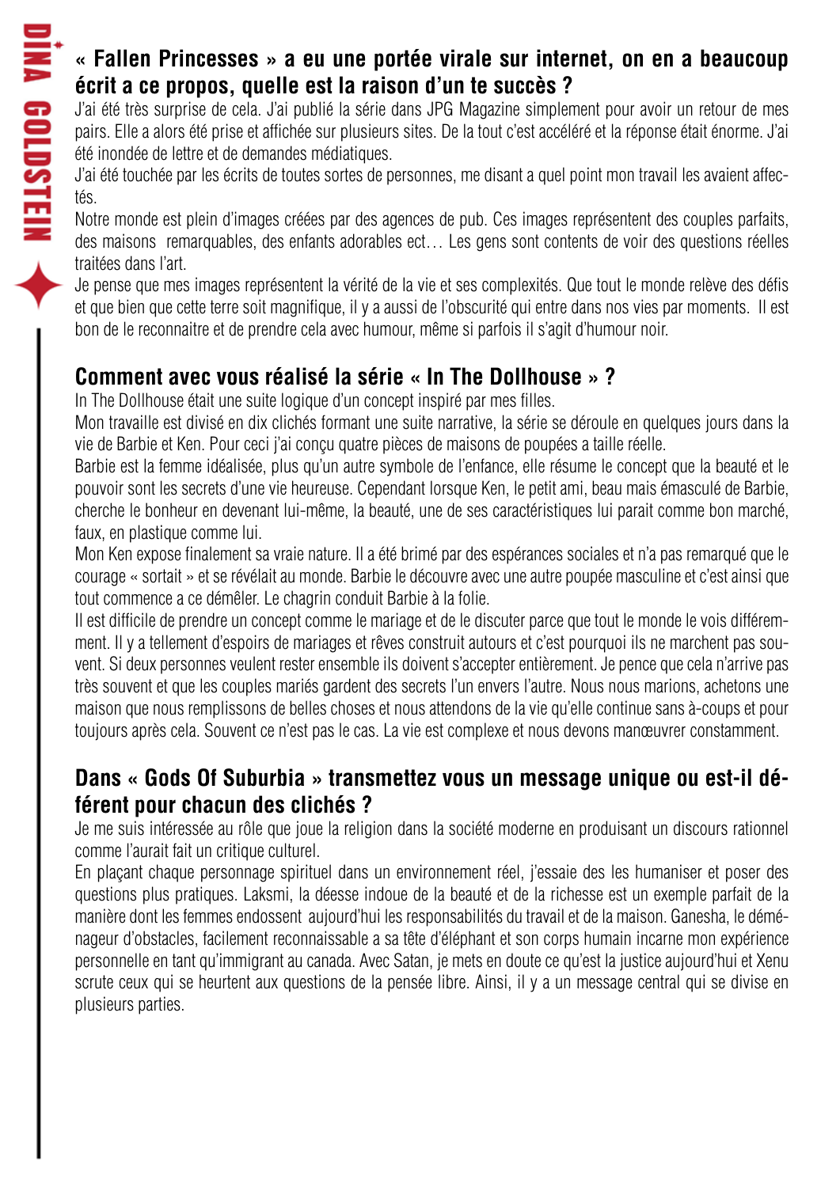## « Fallen Princesses » a eu une portée virale sur internet, on en a beaucoup écrit a ce propos, quelle est la raison d'un te succès ?

J'ai été très surprise de cela. J'ai publié la série dans JPG Magazine simplement pour avoir un retour de mes pairs. Elle a alors été prise et affichée sur plusieurs sites. De la tout c'est accéléré et la réponse était énorme. J'ai été inondée de lettre et de demandes médiatiques.

J'ai été touchée par les écrits de toutes sortes de personnes, me disant a quel point mon travail les avaient affectés.

Notre monde est plein d'images créées par des agences de pub. Ces images représentent des couples parfaits, des maisons remarquables, des enfants adorables ect… Les gens sont contents de voir des questions réelles traitées dans l'art.

Je pense que mes images représentent la vérité de la vie et ses complexités. Que tout le monde relève des défis et que bien que cette terre soit magnifique, il y a aussi de l'obscurité qui entre dans nos vies par moments. Il est bon de le reconnaitre et de prendre cela avec humour, même si parfois il s'agit d'humour noir.

## Comment avec vous réalisé la série « In The Dollhouse » ?

In The Dollhouse était une suite logique d'un concept inspiré par mes filles.

Mon travaille est divisé en dix clichés formant une suite narrative, la série se déroule en quelques jours dans la vie de Barbie et Ken. Pour ceci j'ai conçu quatre pièces de maisons de poupées a taille réelle.

Barbie est la femme idéalisée, plus qu'un autre symbole de l'enfance, elle résume le concept que la beauté et le pouvoir sont les secrets d'une vie heureuse. Cependant lorsque Ken, le petit ami, beau mais émasculé de Barbie, cherche le bonheur en devenant lui-même, la beauté, une de ses caractéristiques lui parait comme bon marché, faux, en plastique comme lui.

Mon Ken expose finalement sa vraie nature. Il a été brimé par des espérances sociales et n'a pas remarqué que le courage « sortait » et se révélait au monde. Barbie le découvre avec une autre poupée masculine et c'est ainsi que tout commence a ce démêler. Le chagrin conduit Barbie à la folie.

Il est difficile de prendre un concept comme le mariage et de le discuter parce que tout le monde le vois différemment. Il y a tellement d'espoirs de mariages et rêves construit autours et c'est pourquoi ils ne marchent pas souvent. Si deux personnes veulent rester ensemble ils doivent s'accepter entièrement. Je pence que cela n'arrive pas très souvent et que les couples mariés gardent des secrets l'un envers l'autre. Nous nous marions, achetons une maison que nous remplissons de belles choses et nous attendons de la vie qu'elle continue sans à-coups et pour toujours après cela. Souvent ce n'est pas le cas. La vie est complexe et nous devons manœuvrer constamment.

## Dans « Gods Of Suburbia » transmettez vous un message unique ou est-il déférent pour chacun des clichés ?

Je me suis intéressée au rôle que joue la religion dans la société moderne en produisant un discours rationnel comme l'aurait fait un critique culturel.

En plaçant chaque personnage spirituel dans un environnement réel, j'essaie des les humaniser et poser des questions plus pratiques. Laksmi, la déesse indoue de la beauté et de la richesse est un exemple parfait de la manière dont les femmes endossent aujourd'hui les responsabilités du travail et de la maison. Ganesha, le déménageur d'obstacles, facilement reconnaissable a sa tête d'éléphant et son corps humain incarne mon expérience personnelle en tant qu'immigrant au canada. Avec Satan, je mets en doute ce qu'est la justice aujourd'hui et Xenu scrute ceux qui se heurtent aux questions de la pensée libre. Ainsi, il y a un message central qui se divise en plusieurs parties.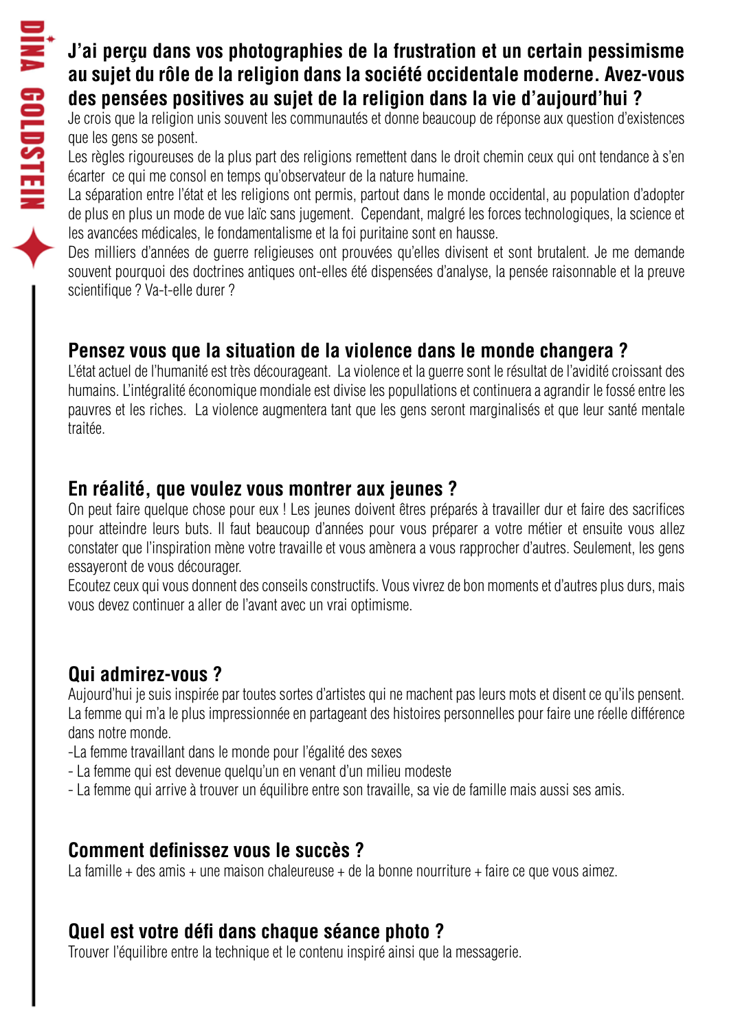## J'ai perçu dans vos photographies de la frustration et un certain pessimisme au sujet du rôle de la religion dans la société occidentale moderne. Avez-vous des pensées positives au sujet de la religion dans la vie d'aujourd'hui ?

Je crois que la religion unis souvent les communautés et donne beaucoup de réponse aux question d'existences que les gens se posent.

Les règles rigoureuses de la plus part des religions remettent dans le droit chemin ceux qui ont tendance à s'en écarter ce qui me consol en temps qu'observateur de la nature humaine.

La séparation entre l'état et les religions ont permis, partout dans le monde occidental, au population d'adopter de plus en plus un mode de vue laïc sans jugement. Cependant, malgré les forces technologiques, la science et les avancées médicales, le fondamentalisme et la foi puritaine sont en hausse.

Des milliers d'années de guerre religieuses ont prouvées qu'elles divisent et sont brutalent. Je me demande souvent pourquoi des doctrines antiques ont-elles été dispensées d'analyse, la pensée raisonnable et la preuve scientifique ? Va-t-elle durer ?

## Pensez vous que la situation de la violence dans le monde changera ?

L'état actuel de l'humanité est très décourageant. La violence et la guerre sont le résultat de l'avidité croissant des humains. L'intégralité économique mondiale est divise les popullations et continuera a agrandir le fossé entre les pauvres et les riches. La violence augmentera tant que les gens seront marginalisés et que leur santé mentale traitée.

## En réalité, que voulez vous montrer aux jeunes ?

On peut faire quelque chose pour eux ! Les jeunes doivent êtres préparés à travailler dur et faire des sacrifices pour atteindre leurs buts. Il faut beaucoup d'années pour vous préparer a votre métier et ensuite vous allez constater que l'inspiration mène votre travaille et vous amènera a vous rapprocher d'autres. Seulement, les gens essayeront de vous décourager.

Ecoutez ceux qui vous donnent des conseils constructifs. Vous vivrez de bon moments et d'autres plus durs, mais vous devez continuer a aller de l'avant avec un vrai optimisme.

## Qui admirez-vous ?

Aujourd'hui je suis inspirée par toutes sortes d'artistes qui ne machent pas leurs mots et disent ce qu'ils pensent. La femme qui m'a le plus impressionnée en partageant des histoires personnelles pour faire une réelle différence dans notre monde.

- La femme travaillant dans le monde pour l'égalité des sexes
- La femme qui est devenue quelqu'un en venant d'un milieu modeste
- La femme qui arrive à trouver un équilibre entre son travaille, sa vie de famille mais aussi ses amis.

## Comment definissez vous le succès ?

La famille + des amis + une maison chaleureuse + de la bonne nourriture + faire ce que vous aimez.

## Quel est votre défi dans chaque séance photo ?

Trouver l'équilibre entre la technique et le contenu inspiré ainsi que la messagerie.